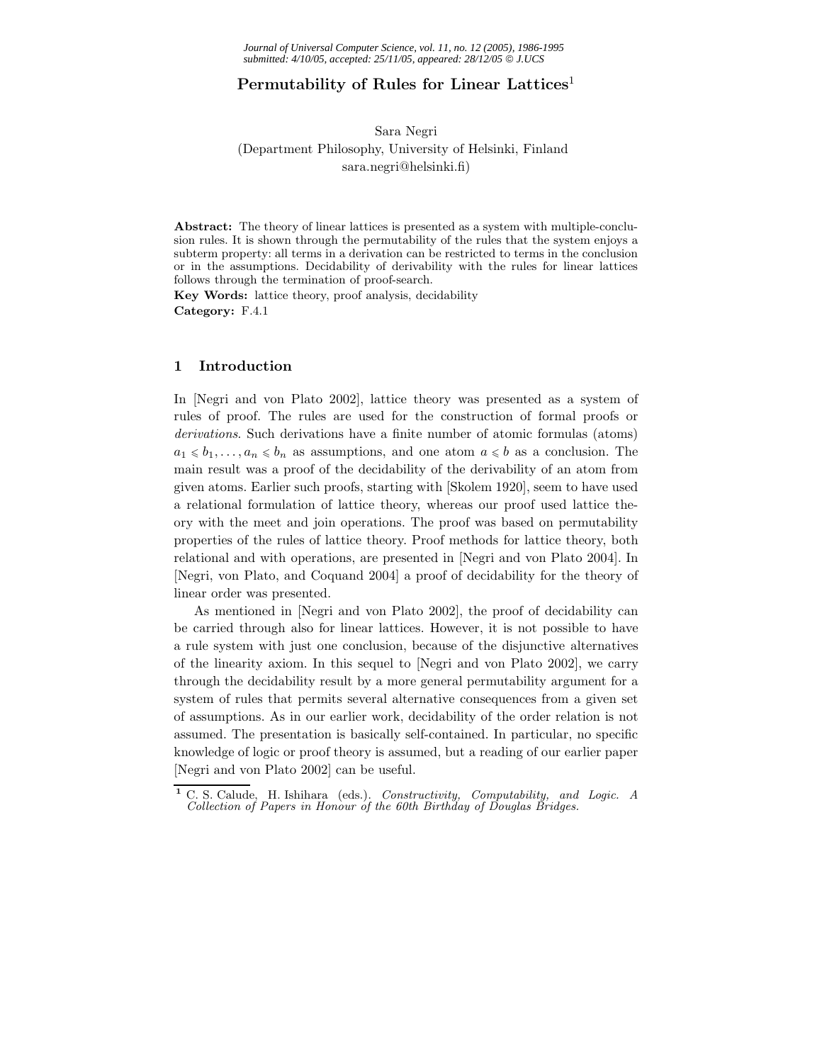# Permutability of Rules for Linear Lattices[1]

Sara Negri
(Department Philosophy, University of Helsinki, Finland
sara.negri@helsinki.fi)

**Abstract:** The theory of linear lattices is presented as a system with multiple-conclusion rules. It is shown through the permutability of the rules that the system enjoys a subterm property: all terms in a derivation can be restricted to terms in the conclusion or in the assumptions. Decidability of derivability with the rules for linear lattices follows through the termination of proof-search.

**Key Words:** lattice theory, proof analysis, decidability

**Category:** F.4.1

## 1 Introduction

In [Negri and von Plato 2002], lattice theory was presented as a system of rules of proof. The rules are used for the construction of formal proofs or *derivations*. Such derivations have a finite number of atomic formulas (atoms) $a_1 \leqslant b_1, \ldots, a_n \leqslant b_n$ as assumptions, and one atom $a \leqslant b$ as a conclusion. The main result was a proof of the decidability of the derivability of an atom from given atoms. Earlier such proofs, starting with [Skolem 1920], seem to have used a relational formulation of lattice theory, whereas our proof used lattice theory with the meet and join operations. The proof was based on permutability properties of the rules of lattice theory. Proof methods for lattice theory, both relational and with operations, are presented in [Negri and von Plato 2004]. In [Negri, von Plato, and Coquand 2004] a proof of decidability for the theory of linear order was presented.

As mentioned in [Negri and von Plato 2002], the proof of decidability can be carried through also for linear lattices. However, it is not possible to have a rule system with just one conclusion, because of the disjunctive alternatives of the linearity axiom. In this sequel to [Negri and von Plato 2002], we carry through the decidability result by a more general permutability argument for a system of rules that permits several alternative consequences from a given set of assumptions. As in our earlier work, decidability of the order relation is not assumed. The presentation is basically self-contained. In particular, no specific knowledge of logic or proof theory is assumed, but a reading of our earlier paper [Negri and von Plato 2002] can be useful.

[1] C. S. Calude, H. Ishihara (eds.). *Constructivity, Computability, and Logic. A Collection of Papers in Honour of the 60th Birthday of Douglas Bridges.*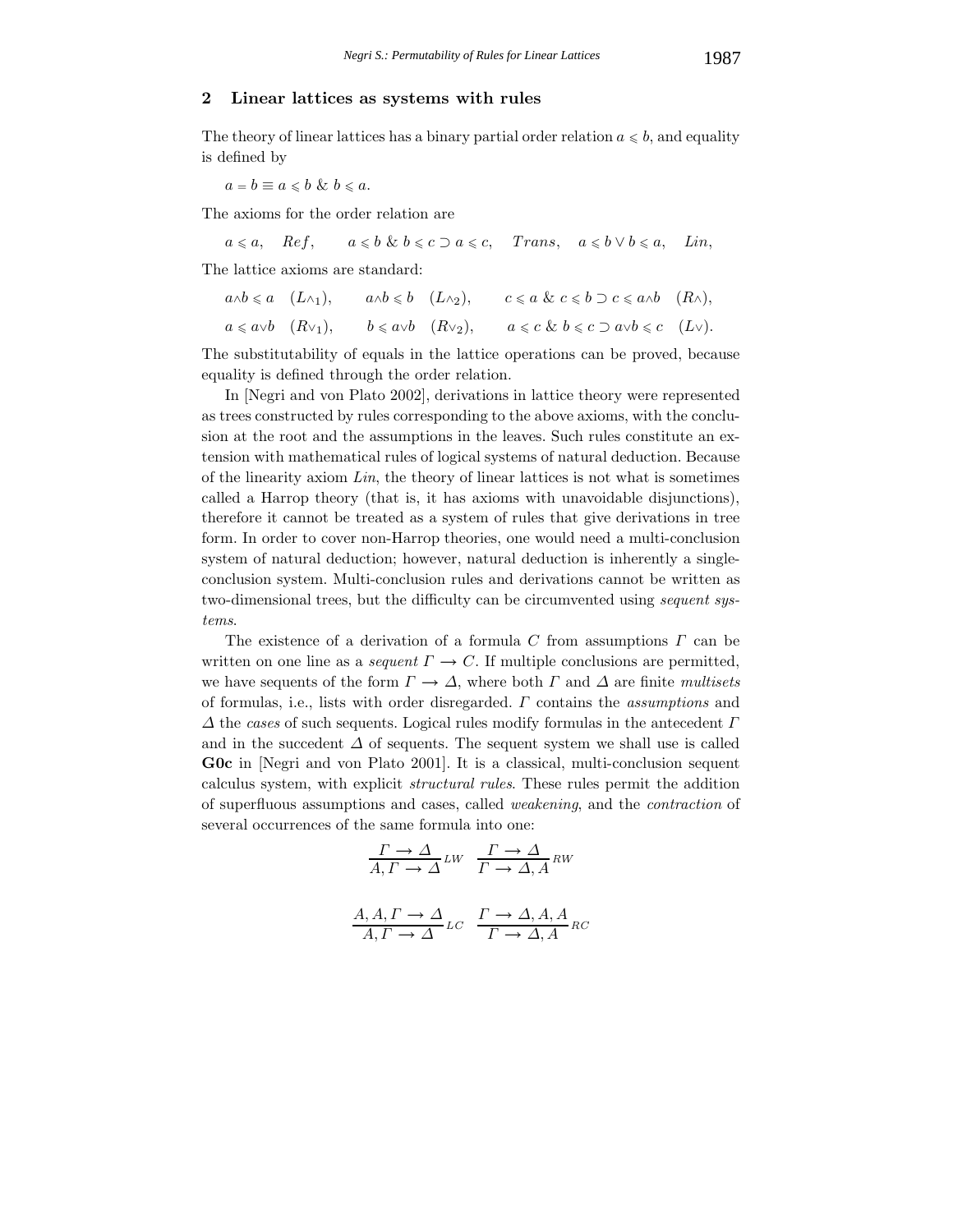## 2 Linear lattices as systems with rules

The theory of linear lattices has a binary partial order relation $a \leqslant b$, and equality is defined by

$$a = b \equiv a \leqslant b \;\&\; b \leqslant a.$$

The axioms for the order relation are

$$a \leqslant a, \quad Ref, \qquad a \leqslant b \;\&\; b \leqslant c \supset a \leqslant c, \quad Trans, \quad a \leqslant b \vee b \leqslant a, \quad Lin,$$

The lattice axioms are standard:

$$a \wedge b \leqslant a \quad (L\wedge_1), \qquad a \wedge b \leqslant b \quad (L\wedge_2), \qquad c \leqslant a \;\&\; c \leqslant b \supset c \leqslant a \wedge b \quad (R\wedge),$$

$$a \leqslant a \vee b \quad (R\vee_1), \qquad b \leqslant a \vee b \quad (R\vee_2), \qquad a \leqslant c \;\&\; b \leqslant c \supset a \vee b \leqslant c \quad (L\vee).$$

The substitutability of equals in the lattice operations can be proved, because equality is defined through the order relation.

In [Negri and von Plato 2002], derivations in lattice theory were represented as trees constructed by rules corresponding to the above axioms, with the conclusion at the root and the assumptions in the leaves. Such rules constitute an extension with mathematical rules of logical systems of natural deduction. Because of the linearity axiom *Lin*, the theory of linear lattices is not what is sometimes called a Harrop theory (that is, it has axioms with unavoidable disjunctions), therefore it cannot be treated as a system of rules that give derivations in tree form. In order to cover non-Harrop theories, one would need a multi-conclusion system of natural deduction; however, natural deduction is inherently a single-conclusion system. Multi-conclusion rules and derivations cannot be written as two-dimensional trees, but the difficulty can be circumvented using *sequent systems*.

The existence of a derivation of a formula $C$ from assumptions $\Gamma$ can be written on one line as a *sequent* $\Gamma \rightarrow C$. If multiple conclusions are permitted, we have sequents of the form $\Gamma \rightarrow \Delta$, where both $\Gamma$ and $\Delta$ are finite *multisets* of formulas, i.e., lists with order disregarded. $\Gamma$ contains the *assumptions* and $\Delta$ the *cases* of such sequents. Logical rules modify formulas in the antecedent $\Gamma$ and in the succedent $\Delta$ of sequents. The sequent system we shall use is called **G0c** in [Negri and von Plato 2001]. It is a classical, multi-conclusion sequent calculus system, with explicit *structural rules*. These rules permit the addition of superfluous assumptions and cases, called *weakening*, and the *contraction* of several occurrences of the same formula into one:

$$\frac{\Gamma \rightarrow \Delta}{A, \Gamma \rightarrow \Delta}\,LW \qquad \frac{\Gamma \rightarrow \Delta}{\Gamma \rightarrow \Delta, A}\,RW$$

$$\frac{A, A, \Gamma \rightarrow \Delta}{A, \Gamma \rightarrow \Delta}\,LC \qquad \frac{\Gamma \rightarrow \Delta, A, A}{\Gamma \rightarrow \Delta, A}\,RC$$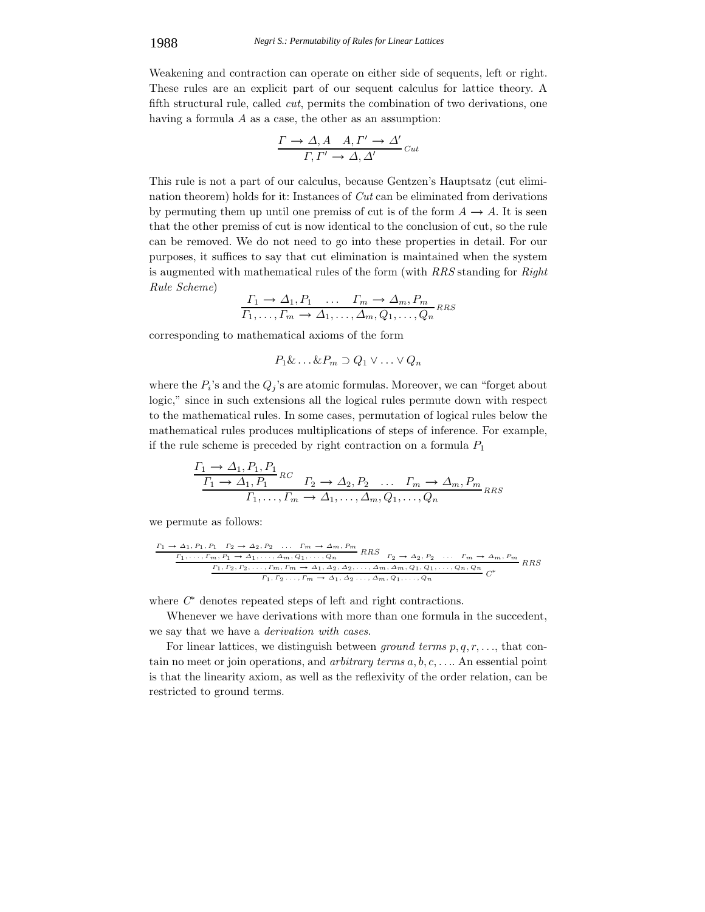Weakening and contraction can operate on either side of sequents, left or right. These rules are an explicit part of our sequent calculus for lattice theory. A fifth structural rule, called *cut*, permits the combination of two derivations, one having a formula $A$ as a case, the other as an assumption:

$$\frac{\Gamma \rightarrow \Delta, A \quad A, \Gamma' \rightarrow \Delta'}{\Gamma, \Gamma' \rightarrow \Delta, \Delta'}\, Cut$$

This rule is not a part of our calculus, because Gentzen's Hauptsatz (cut elimination theorem) holds for it: Instances of *Cut* can be eliminated from derivations by permuting them up until one premiss of cut is of the form $A \rightarrow A$. It is seen that the other premiss of cut is now identical to the conclusion of cut, so the rule can be removed. We do not need to go into these properties in detail. For our purposes, it suffices to say that cut elimination is maintained when the system is augmented with mathematical rules of the form (with *RRS* standing for *Right Rule Scheme*)

$$\frac{\Gamma_1 \rightarrow \Delta_1, P_1 \quad \ldots \quad \Gamma_m \rightarrow \Delta_m, P_m}{\Gamma_1, \ldots, \Gamma_m \rightarrow \Delta_1, \ldots, \Delta_m, Q_1, \ldots, Q_n}\, RRS$$

corresponding to mathematical axioms of the form

$$P_1 \& \ldots \& P_m \supset Q_1 \vee \ldots \vee Q_n$$

where the $P_i$'s and the $Q_j$'s are atomic formulas. Moreover, we can "forget about logic," since in such extensions all the logical rules permute down with respect to the mathematical rules. In some cases, permutation of logical rules below the mathematical rules produces multiplications of steps of inference. For example, if the rule scheme is preceded by right contraction on a formula $P_1$

$$\frac{\dfrac{\Gamma_1 \rightarrow \Delta_1, P_1, P_1}{\Gamma_1 \rightarrow \Delta_1, P_1}\, RC \quad \Gamma_2 \rightarrow \Delta_2, P_2 \quad \ldots \quad \Gamma_m \rightarrow \Delta_m, P_m}{\Gamma_1, \ldots, \Gamma_m \rightarrow \Delta_1, \ldots, \Delta_m, Q_1, \ldots, Q_n}\, RRS$$

we permute as follows:

$$\frac{\dfrac{\dfrac{\Gamma_1 \rightarrow \Delta_1, P_1, P_1 \quad \Gamma_2 \rightarrow \Delta_2, P_2 \quad \ldots \quad \Gamma_m \rightarrow \Delta_m, P_m}{\Gamma_1, \ldots, \Gamma_m, P_1 \rightarrow \Delta_1, \ldots, \Delta_m, Q_1, \ldots, Q_n}\, RRS \quad \Gamma_2 \rightarrow \Delta_2, P_2 \quad \ldots \quad \Gamma_m \rightarrow \Delta_m, P_m}{\Gamma_1, \Gamma_2, \Gamma_2, \ldots, \Gamma_m, \Gamma_m \rightarrow \Delta_1, \Delta_2, \Delta_2, \ldots, \Delta_m, \Delta_m, Q_1, Q_1, \ldots, Q_n, Q_n}\, RRS}{\Gamma_1, \Gamma_2 \ldots, \Gamma_m \rightarrow \Delta_1, \Delta_2 \ldots, \Delta_m, Q_1, \ldots, Q_n}\, C^*$$

where $C^*$ denotes repeated steps of left and right contractions.

Whenever we have derivations with more than one formula in the succedent, we say that we have a *derivation with cases*.

For linear lattices, we distinguish between *ground terms* $p, q, r, \ldots$, that contain no meet or join operations, and *arbitrary terms* $a, b, c, \ldots$. An essential point is that the linearity axiom, as well as the reflexivity of the order relation, can be restricted to ground terms.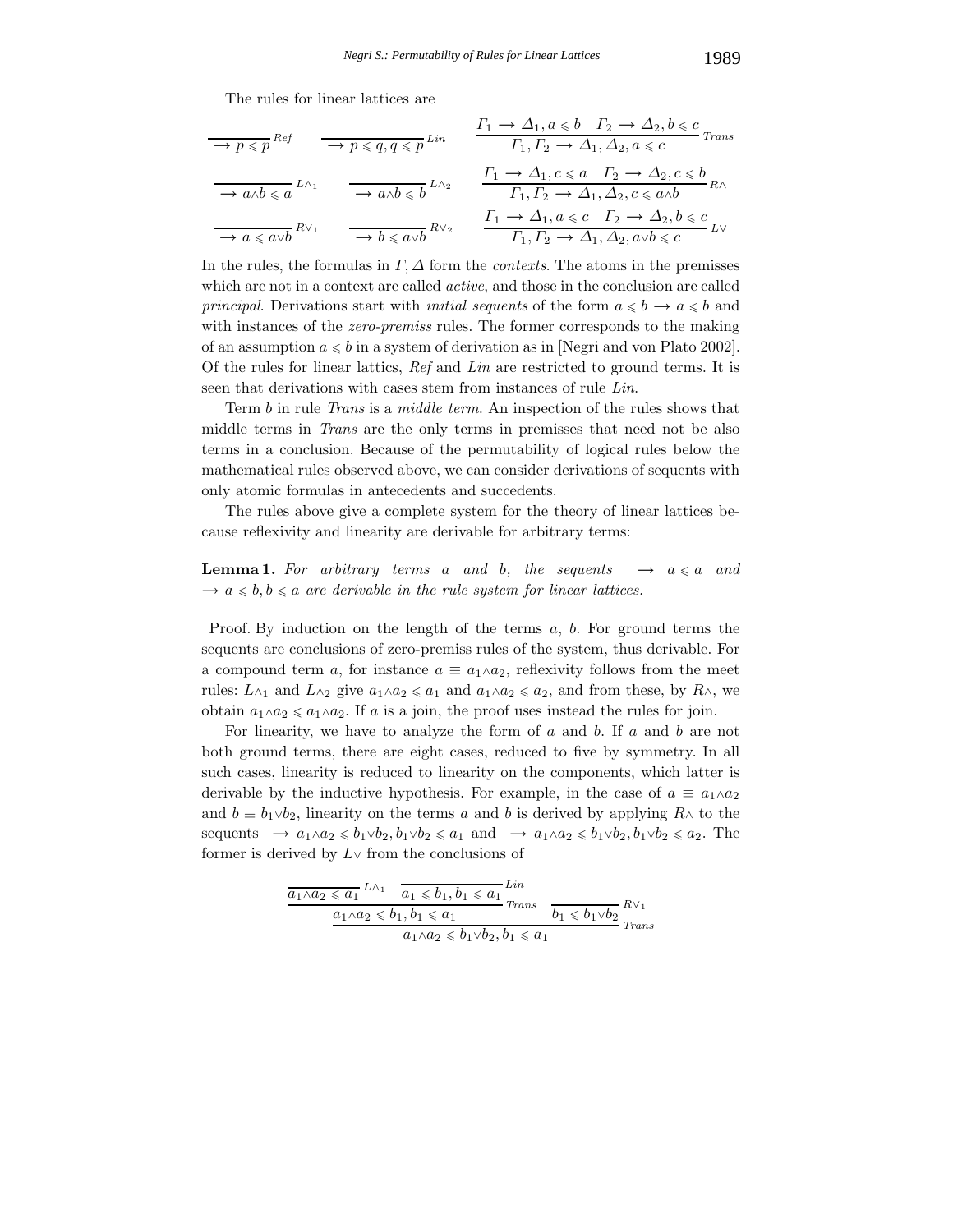The rules for linear lattices are

$$\frac{}{\rightarrow p \leqslant p}\,Ref \qquad \frac{}{\rightarrow p \leqslant q, q \leqslant p}\,Lin \qquad \frac{\Gamma_1 \rightarrow \Delta_1, a \leqslant b \quad \Gamma_2 \rightarrow \Delta_2, b \leqslant c}{\Gamma_1, \Gamma_2 \rightarrow \Delta_1, \Delta_2, a \leqslant c}\,Trans$$

$$\frac{}{\rightarrow a \wedge b \leqslant a}\,L\wedge_1 \qquad \frac{}{\rightarrow a \wedge b \leqslant b}\,L\wedge_2 \qquad \frac{\Gamma_1 \rightarrow \Delta_1, c \leqslant a \quad \Gamma_2 \rightarrow \Delta_2, c \leqslant b}{\Gamma_1, \Gamma_2 \rightarrow \Delta_1, \Delta_2, c \leqslant a \wedge b}\,R\wedge$$

$$\frac{}{\rightarrow a \leqslant a \vee b}\,R\vee_1 \qquad \frac{}{\rightarrow b \leqslant a \vee b}\,R\vee_2 \qquad \frac{\Gamma_1 \rightarrow \Delta_1, a \leqslant c \quad \Gamma_2 \rightarrow \Delta_2, b \leqslant c}{\Gamma_1, \Gamma_2 \rightarrow \Delta_1, \Delta_2, a \vee b \leqslant c}\,L\vee$$

In the rules, the formulas in $\Gamma, \Delta$ form the *contexts*. The atoms in the premisses which are not in a context are called *active*, and those in the conclusion are called *principal*. Derivations start with *initial sequents* of the form $a \leqslant b \rightarrow a \leqslant b$ and with instances of the *zero-premiss* rules. The former corresponds to the making of an assumption $a \leqslant b$ in a system of derivation as in [Negri and von Plato 2002]. Of the rules for linear lattics, *Ref* and *Lin* are restricted to ground terms. It is seen that derivations with cases stem from instances of rule *Lin*.

Term $b$ in rule *Trans* is a *middle term*. An inspection of the rules shows that middle terms in *Trans* are the only terms in premisses that need not be also terms in a conclusion. Because of the permutability of logical rules below the mathematical rules observed above, we can consider derivations of sequents with only atomic formulas in antecedents and succedents.

The rules above give a complete system for the theory of linear lattices because reflexivity and linearity are derivable for arbitrary terms:

**Lemma 1.** *For arbitrary terms $a$ and $b$, the sequents $\rightarrow a \leqslant a$ and $\rightarrow a \leqslant b, b \leqslant a$ are derivable in the rule system for linear lattices.*

Proof. By induction on the length of the terms $a$, $b$. For ground terms the sequents are conclusions of zero-premiss rules of the system, thus derivable. For a compound term $a$, for instance $a \equiv a_1 \wedge a_2$, reflexivity follows from the meet rules: $L\wedge_1$ and $L\wedge_2$ give $a_1 \wedge a_2 \leqslant a_1$ and $a_1 \wedge a_2 \leqslant a_2$, and from these, by $R\wedge$, we obtain $a_1 \wedge a_2 \leqslant a_1 \wedge a_2$. If $a$ is a join, the proof uses instead the rules for join.

For linearity, we have to analyze the form of $a$ and $b$. If $a$ and $b$ are not both ground terms, there are eight cases, reduced to five by symmetry. In all such cases, linearity is reduced to linearity on the components, which latter is derivable by the inductive hypothesis. For example, in the case of $a \equiv a_1 \wedge a_2$ and $b \equiv b_1 \vee b_2$, linearity on the terms $a$ and $b$ is derived by applying $R\wedge$ to the sequents $\rightarrow a_1 \wedge a_2 \leqslant b_1 \vee b_2, b_1 \vee b_2 \leqslant a_1$ and $\rightarrow a_1 \wedge a_2 \leqslant b_1 \vee b_2, b_1 \vee b_2 \leqslant a_2$. The former is derived by $L\vee$ from the conclusions of

$$\cfrac{\cfrac{\cfrac{}{a_1 \wedge a_2 \leqslant a_1}\,L\wedge_1 \quad \cfrac{}{a_1 \leqslant b_1, b_1 \leqslant a_1}\,Lin}{a_1 \wedge a_2 \leqslant b_1, b_1 \leqslant a_1}\,Trans \quad \cfrac{}{b_1 \leqslant b_1 \vee b_2}\,R\vee_1}{a_1 \wedge a_2 \leqslant b_1 \vee b_2, b_1 \leqslant a_1}\,Trans$$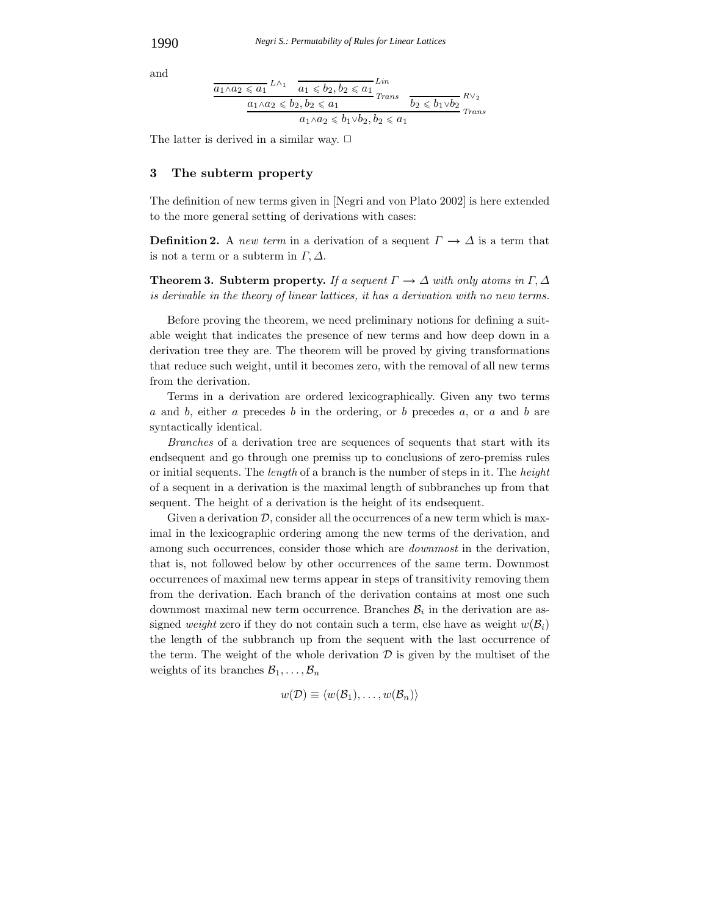and

$$
\dfrac{\dfrac{\overline{a_1 \wedge a_2 \leqslant a_1}^{\,L\wedge_1} \quad \overline{a_1 \leqslant b_2, b_2 \leqslant a_1}^{\,Lin}}{a_1 \wedge a_2 \leqslant b_2, b_2 \leqslant a_1}\,{\scriptstyle Trans} \quad \overline{b_2 \leqslant b_1 \vee b_2}^{\,R\vee_2}}{a_1 \wedge a_2 \leqslant b_1 \vee b_2, b_2 \leqslant a_1}\,{\scriptstyle Trans}
$$

The latter is derived in a similar way. □

## 3 The subterm property

The definition of new terms given in [Negri and von Plato 2002] is here extended to the more general setting of derivations with cases:

**Definition 2.** A *new term* in a derivation of a sequent $\Gamma \rightarrow \Delta$ is a term that is not a term or a subterm in $\Gamma, \Delta$.

**Theorem 3. Subterm property.** *If a sequent $\Gamma \rightarrow \Delta$ with only atoms in $\Gamma, \Delta$ is derivable in the theory of linear lattices, it has a derivation with no new terms.*

Before proving the theorem, we need preliminary notions for defining a suitable weight that indicates the presence of new terms and how deep down in a derivation tree they are. The theorem will be proved by giving transformations that reduce such weight, until it becomes zero, with the removal of all new terms from the derivation.

Terms in a derivation are ordered lexicographically. Given any two terms $a$ and $b$, either $a$ precedes $b$ in the ordering, or $b$ precedes $a$, or $a$ and $b$ are syntactically identical.

*Branches* of a derivation tree are sequences of sequents that start with its endsequent and go through one premiss up to conclusions of zero-premiss rules or initial sequents. The *length* of a branch is the number of steps in it. The *height* of a sequent in a derivation is the maximal length of subbranches up from that sequent. The height of a derivation is the height of its endsequent.

Given a derivation $\mathcal{D}$, consider all the occurrences of a new term which is maximal in the lexicographic ordering among the new terms of the derivation, and among such occurrences, consider those which are *downmost* in the derivation, that is, not followed below by other occurrences of the same term. Downmost occurrences of maximal new terms appear in steps of transitivity removing them from the derivation. Each branch of the derivation contains at most one such downmost maximal new term occurrence. Branches $\mathcal{B}_i$ in the derivation are assigned *weight* zero if they do not contain such a term, else have as weight $w(\mathcal{B}_i)$ the length of the subbranch up from the sequent with the last occurrence of the term. The weight of the whole derivation $\mathcal{D}$ is given by the multiset of the weights of its branches $\mathcal{B}_1, \ldots, \mathcal{B}_n$

$$
w(\mathcal{D}) \equiv \langle w(\mathcal{B}_1), \ldots, w(\mathcal{B}_n) \rangle
$$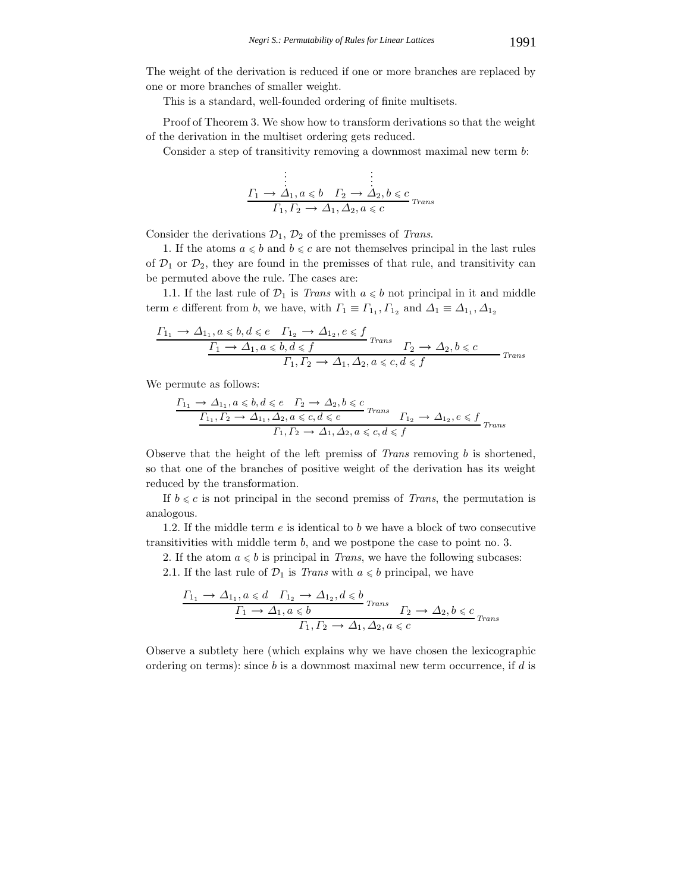The weight of the derivation is reduced if one or more branches are replaced by one or more branches of smaller weight.

This is a standard, well-founded ordering of finite multisets.

Proof of Theorem 3. We show how to transform derivations so that the weight of the derivation in the multiset ordering gets reduced.

Consider a step of transitivity removing a downmost maximal new term $b$:

$$\frac{\begin{array}{c}\vdots \\ \Gamma_1 \to \Delta_1, a \leqslant b\end{array} \quad \begin{array}{c}\vdots \\ \Gamma_2 \to \Delta_2, b \leqslant c\end{array}}{\Gamma_1, \Gamma_2 \to \Delta_1, \Delta_2, a \leqslant c}\, \textit{Trans}$$

Consider the derivations $\mathcal{D}_1$, $\mathcal{D}_2$ of the premisses of *Trans*.

1. If the atoms $a \leqslant b$ and $b \leqslant c$ are not themselves principal in the last rules of $\mathcal{D}_1$ or $\mathcal{D}_2$, they are found in the premisses of that rule, and transitivity can be permuted above the rule. The cases are:

1.1. If the last rule of $\mathcal{D}_1$ is *Trans* with $a \leqslant b$ not principal in it and middle term $e$ different from $b$, we have, with $\Gamma_1 \equiv \Gamma_{1_1}, \Gamma_{1_2}$ and $\Delta_1 \equiv \Delta_{1_1}, \Delta_{1_2}$

$$\frac{\dfrac{\Gamma_{1_1} \to \Delta_{1_1}, a \leqslant b, d \leqslant e \quad \Gamma_{1_2} \to \Delta_{1_2}, e \leqslant f}{\Gamma_1 \to \Delta_1, a \leqslant b, d \leqslant f}\, \textit{Trans} \quad \Gamma_2 \to \Delta_2, b \leqslant c}{\Gamma_1, \Gamma_2 \to \Delta_1, \Delta_2, a \leqslant c, d \leqslant f}\, \textit{Trans}$$

We permute as follows:

$$\frac{\dfrac{\Gamma_{1_1} \to \Delta_{1_1}, a \leqslant b, d \leqslant e \quad \Gamma_2 \to \Delta_2, b \leqslant c}{\Gamma_{1_1}, \Gamma_2 \to \Delta_{1_1}, \Delta_2, a \leqslant c, d \leqslant e}\, \textit{Trans} \quad \Gamma_{1_2} \to \Delta_{1_2}, e \leqslant f}{\Gamma_1, \Gamma_2 \to \Delta_1, \Delta_2, a \leqslant c, d \leqslant f}\, \textit{Trans}$$

Observe that the height of the left premiss of *Trans* removing $b$ is shortened, so that one of the branches of positive weight of the derivation has its weight reduced by the transformation.

If $b \leqslant c$ is not principal in the second premiss of *Trans*, the permutation is analogous.

1.2. If the middle term $e$ is identical to $b$ we have a block of two consecutive transitivities with middle term $b$, and we postpone the case to point no. 3.

2. If the atom $a \leqslant b$ is principal in *Trans*, we have the following subcases:

2.1. If the last rule of $\mathcal{D}_1$ is *Trans* with $a \leqslant b$ principal, we have

$$\frac{\dfrac{\Gamma_{1_1} \to \Delta_{1_1}, a \leqslant d \quad \Gamma_{1_2} \to \Delta_{1_2}, d \leqslant b}{\Gamma_1 \to \Delta_1, a \leqslant b}\, \textit{Trans} \quad \Gamma_2 \to \Delta_2, b \leqslant c}{\Gamma_1, \Gamma_2 \to \Delta_1, \Delta_2, a \leqslant c}\, \textit{Trans}$$

Observe a subtlety here (which explains why we have chosen the lexicographic ordering on terms): since $b$ is a downmost maximal new term occurrence, if $d$ is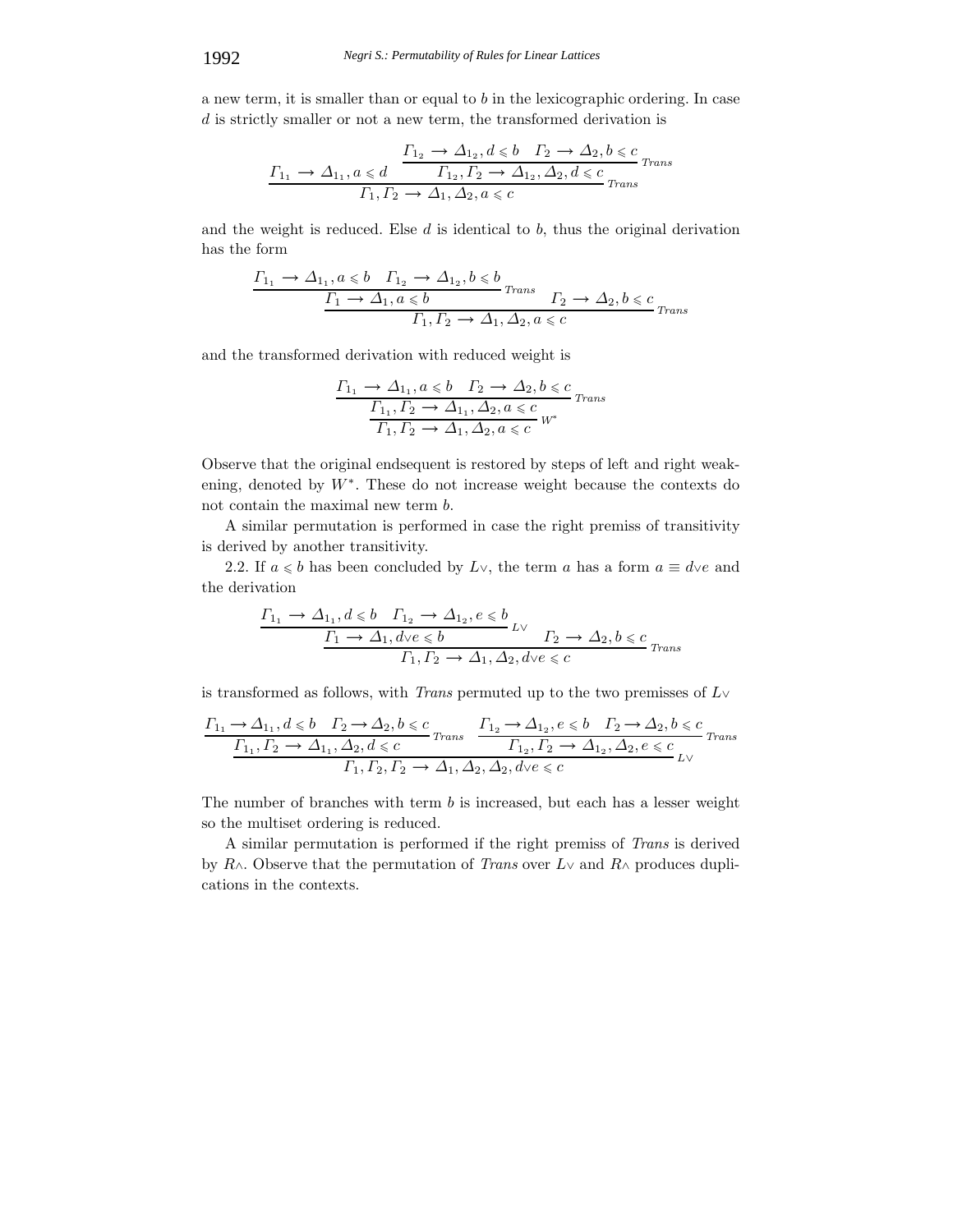a new term, it is smaller than or equal to $b$ in the lexicographic ordering. In case $d$ is strictly smaller or not a new term, the transformed derivation is

$$\dfrac{\Gamma_{1_1} \rightarrow \Delta_{1_1}, a \leqslant d \qquad \dfrac{\Gamma_{1_2} \rightarrow \Delta_{1_2}, d \leqslant b \quad \Gamma_2 \rightarrow \Delta_2, b \leqslant c}{\Gamma_{1_2}, \Gamma_2 \rightarrow \Delta_{1_2}, \Delta_2, d \leqslant c}\,\scriptstyle{Trans}}{\Gamma_1, \Gamma_2 \rightarrow \Delta_1, \Delta_2, a \leqslant c}\,\scriptstyle{Trans}$$

and the weight is reduced. Else $d$ is identical to $b$, thus the original derivation has the form

$$\dfrac{\dfrac{\Gamma_{1_1} \rightarrow \Delta_{1_1}, a \leqslant b \quad \Gamma_{1_2} \rightarrow \Delta_{1_2}, b \leqslant b}{\Gamma_1 \rightarrow \Delta_1, a \leqslant b}\,\scriptstyle{Trans} \qquad \Gamma_2 \rightarrow \Delta_2, b \leqslant c}{\Gamma_1, \Gamma_2 \rightarrow \Delta_1, \Delta_2, a \leqslant c}\,\scriptstyle{Trans}$$

and the transformed derivation with reduced weight is

$$\dfrac{\dfrac{\Gamma_{1_1} \rightarrow \Delta_{1_1}, a \leqslant b \quad \Gamma_2 \rightarrow \Delta_2, b \leqslant c}{\Gamma_{1_1}, \Gamma_2 \rightarrow \Delta_{1_1}, \Delta_2, a \leqslant c}\,\scriptstyle{Trans}}{\Gamma_1, \Gamma_2 \rightarrow \Delta_1, \Delta_2, a \leqslant c}\,\scriptstyle{W^*}$$

Observe that the original endsequent is restored by steps of left and right weakening, denoted by $W^*$. These do not increase weight because the contexts do not contain the maximal new term $b$.

A similar permutation is performed in case the right premiss of transitivity is derived by another transitivity.

2.2. If $a \leqslant b$ has been concluded by $L\vee$, the term $a$ has a form $a \equiv d \vee e$ and the derivation

$$\dfrac{\dfrac{\Gamma_{1_1} \rightarrow \Delta_{1_1}, d \leqslant b \quad \Gamma_{1_2} \rightarrow \Delta_{1_2}, e \leqslant b}{\Gamma_1 \rightarrow \Delta_1, d \vee e \leqslant b}\,\scriptstyle{L\vee} \qquad \Gamma_2 \rightarrow \Delta_2, b \leqslant c}{\Gamma_1, \Gamma_2 \rightarrow \Delta_1, \Delta_2, d \vee e \leqslant c}\,\scriptstyle{Trans}$$

is transformed as follows, with *Trans* permuted up to the two premisses of $L\vee$

$$\dfrac{\dfrac{\Gamma_{1_1} \rightarrow \Delta_{1_1}, d \leqslant b \quad \Gamma_2 \rightarrow \Delta_2, b \leqslant c}{\Gamma_{1_1}, \Gamma_2 \rightarrow \Delta_{1_1}, \Delta_2, d \leqslant c}\,\scriptstyle{Trans} \qquad \dfrac{\Gamma_{1_2} \rightarrow \Delta_{1_2}, e \leqslant b \quad \Gamma_2 \rightarrow \Delta_2, b \leqslant c}{\Gamma_{1_2}, \Gamma_2 \rightarrow \Delta_{1_2}, \Delta_2, e \leqslant c}\,\scriptstyle{Trans}}{\Gamma_1, \Gamma_2, \Gamma_2 \rightarrow \Delta_1, \Delta_2, \Delta_2, d \vee e \leqslant c}\,\scriptstyle{L\vee}$$

The number of branches with term $b$ is increased, but each has a lesser weight so the multiset ordering is reduced.

A similar permutation is performed if the right premiss of *Trans* is derived by $R\wedge$. Observe that the permutation of *Trans* over $L\vee$ and $R\wedge$ produces duplications in the contexts.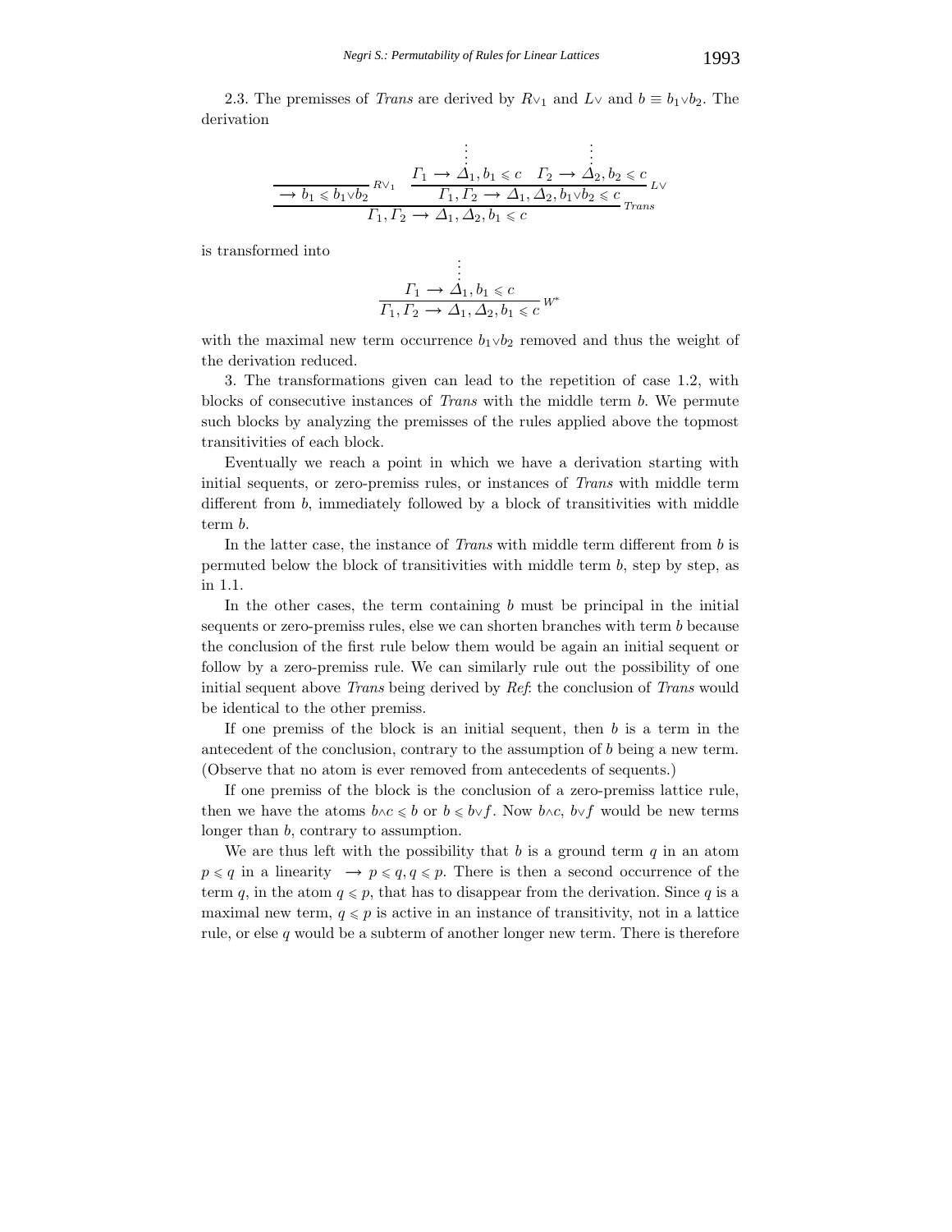2.3. The premisses of *Trans* are derived by $R\vee_1$ and $L\vee$ and $b \equiv b_1 \vee b_2$. The derivation

$$
\dfrac{\dfrac{}{\rightarrow b_1 \leqslant b_1 \vee b_2}\, R\vee_1 \quad \dfrac{\begin{matrix}\vdots \\ \Gamma_1 \rightarrow \Delta_1, b_1 \leqslant c\end{matrix} \quad \begin{matrix}\vdots \\ \Gamma_2 \rightarrow \Delta_2, b_2 \leqslant c\end{matrix}}{\Gamma_1, \Gamma_2 \rightarrow \Delta_1, \Delta_2, b_1 \vee b_2 \leqslant c}\, L\vee}{\Gamma_1, \Gamma_2 \rightarrow \Delta_1, \Delta_2, b_1 \leqslant c}\, \mathit{Trans}
$$

is transformed into

$$
\dfrac{\begin{matrix}\vdots \\ \Gamma_1 \rightarrow \Delta_1, b_1 \leqslant c\end{matrix}}{\Gamma_1, \Gamma_2 \rightarrow \Delta_1, \Delta_2, b_1 \leqslant c}\, W^*
$$

with the maximal new term occurrence $b_1 \vee b_2$ removed and thus the weight of the derivation reduced.

3. The transformations given can lead to the repetition of case 1.2, with blocks of consecutive instances of *Trans* with the middle term $b$. We permute such blocks by analyzing the premisses of the rules applied above the topmost transitivities of each block.

Eventually we reach a point in which we have a derivation starting with initial sequents, or zero-premiss rules, or instances of *Trans* with middle term different from $b$, immediately followed by a block of transitivities with middle term $b$.

In the latter case, the instance of *Trans* with middle term different from $b$ is permuted below the block of transitivities with middle term $b$, step by step, as in 1.1.

In the other cases, the term containing $b$ must be principal in the initial sequents or zero-premiss rules, else we can shorten branches with term $b$ because the conclusion of the first rule below them would be again an initial sequent or follow by a zero-premiss rule. We can similarly rule out the possibility of one initial sequent above *Trans* being derived by *Ref*: the conclusion of *Trans* would be identical to the other premiss.

If one premiss of the block is an initial sequent, then $b$ is a term in the antecedent of the conclusion, contrary to the assumption of $b$ being a new term. (Observe that no atom is ever removed from antecedents of sequents.)

If one premiss of the block is the conclusion of a zero-premiss lattice rule, then we have the atoms $b \wedge c \leqslant b$ or $b \leqslant b \vee f$. Now $b \wedge c$, $b \vee f$ would be new terms longer than $b$, contrary to assumption.

We are thus left with the possibility that $b$ is a ground term $q$ in an atom $p \leqslant q$ in a linearity $\rightarrow p \leqslant q, q \leqslant p$. There is then a second occurrence of the term $q$, in the atom $q \leqslant p$, that has to disappear from the derivation. Since $q$ is a maximal new term, $q \leqslant p$ is active in an instance of transitivity, not in a lattice rule, or else $q$ would be a subterm of another longer new term. There is therefore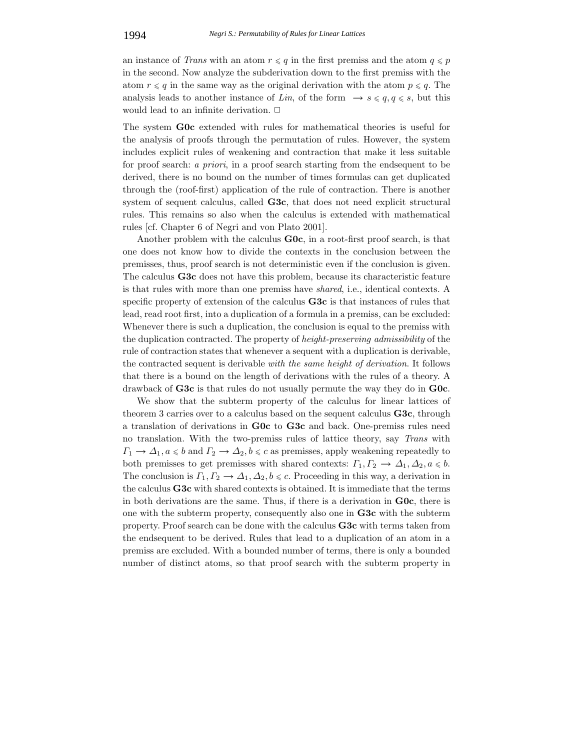an instance of *Trans* with an atom $r \leqslant q$ in the first premiss and the atom $q \leqslant p$ in the second. Now analyze the subderivation down to the first premiss with the atom $r \leqslant q$ in the same way as the original derivation with the atom $p \leqslant q$. The analysis leads to another instance of *Lin*, of the form $\rightarrow s \leqslant q, q \leqslant s$, but this would lead to an infinite derivation. □

The system **G0c** extended with rules for mathematical theories is useful for the analysis of proofs through the permutation of rules. However, the system includes explicit rules of weakening and contraction that make it less suitable for proof search: *a priori*, in a proof search starting from the endsequent to be derived, there is no bound on the number of times formulas can get duplicated through the (roof-first) application of the rule of contraction. There is another system of sequent calculus, called **G3c**, that does not need explicit structural rules. This remains so also when the calculus is extended with mathematical rules [cf. Chapter 6 of Negri and von Plato 2001].

Another problem with the calculus **G0c**, in a root-first proof search, is that one does not know how to divide the contexts in the conclusion between the premisses, thus, proof search is not deterministic even if the conclusion is given. The calculus **G3c** does not have this problem, because its characteristic feature is that rules with more than one premiss have *shared*, i.e., identical contexts. A specific property of extension of the calculus **G3c** is that instances of rules that lead, read root first, into a duplication of a formula in a premiss, can be excluded: Whenever there is such a duplication, the conclusion is equal to the premiss with the duplication contracted. The property of *height-preserving admissibility* of the rule of contraction states that whenever a sequent with a duplication is derivable, the contracted sequent is derivable *with the same height of derivation*. It follows that there is a bound on the length of derivations with the rules of a theory. A drawback of **G3c** is that rules do not usually permute the way they do in **G0c**.

We show that the subterm property of the calculus for linear lattices of theorem 3 carries over to a calculus based on the sequent calculus **G3c**, through a translation of derivations in **G0c** to **G3c** and back. One-premiss rules need no translation. With the two-premiss rules of lattice theory, say *Trans* with $\Gamma_1 \rightarrow \Delta_1, a \leqslant b$ and $\Gamma_2 \rightarrow \Delta_2, b \leqslant c$ as premisses, apply weakening repeatedly to both premisses to get premisses with shared contexts: $\Gamma_1, \Gamma_2 \rightarrow \Delta_1, \Delta_2, a \leqslant b$. The conclusion is $\Gamma_1, \Gamma_2 \rightarrow \Delta_1, \Delta_2, b \leqslant c$. Proceeding in this way, a derivation in the calculus **G3c** with shared contexts is obtained. It is immediate that the terms in both derivations are the same. Thus, if there is a derivation in **G0c**, there is one with the subterm property, consequently also one in **G3c** with the subterm property. Proof search can be done with the calculus **G3c** with terms taken from the endsequent to be derived. Rules that lead to a duplication of an atom in a premiss are excluded. With a bounded number of terms, there is only a bounded number of distinct atoms, so that proof search with the subterm property in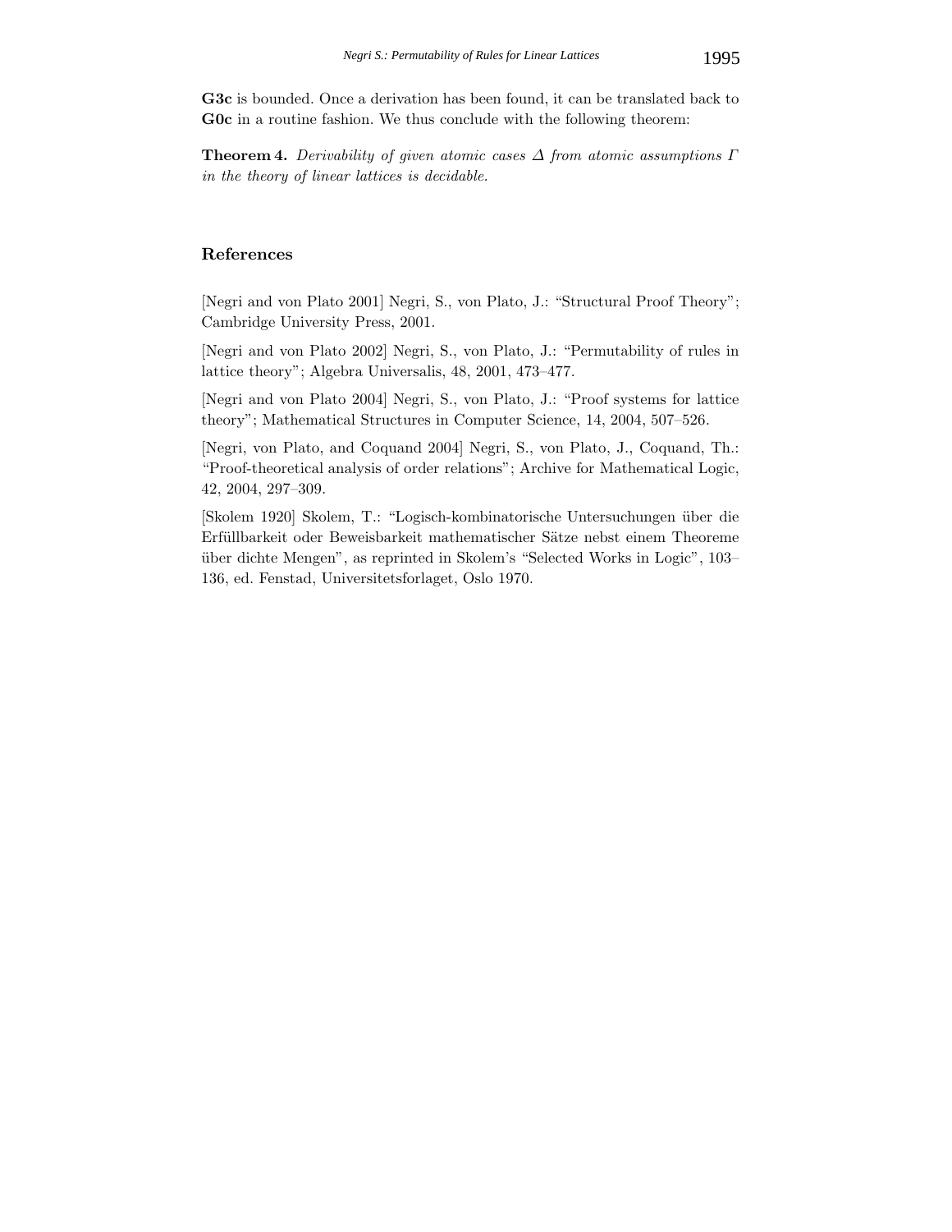**G3c** is bounded. Once a derivation has been found, it can be translated back to **G0c** in a routine fashion. We thus conclude with the following theorem:

**Theorem 4.** *Derivability of given atomic cases $\Delta$ from atomic assumptions $\Gamma$ in the theory of linear lattices is decidable.*

## References

[Negri and von Plato 2001] Negri, S., von Plato, J.: "Structural Proof Theory"; Cambridge University Press, 2001.

[Negri and von Plato 2002] Negri, S., von Plato, J.: "Permutability of rules in lattice theory"; Algebra Universalis, 48, 2001, 473–477.

[Negri and von Plato 2004] Negri, S., von Plato, J.: "Proof systems for lattice theory"; Mathematical Structures in Computer Science, 14, 2004, 507–526.

[Negri, von Plato, and Coquand 2004] Negri, S., von Plato, J., Coquand, Th.: "Proof-theoretical analysis of order relations"; Archive for Mathematical Logic, 42, 2004, 297–309.

[Skolem 1920] Skolem, T.: "Logisch-kombinatorische Untersuchungen über die Erfüllbarkeit oder Beweisbarkeit mathematischer Sätze nebst einem Theoreme über dichte Mengen", as reprinted in Skolem's "Selected Works in Logic", 103–136, ed. Fenstad, Universitetsforlaget, Oslo 1970.